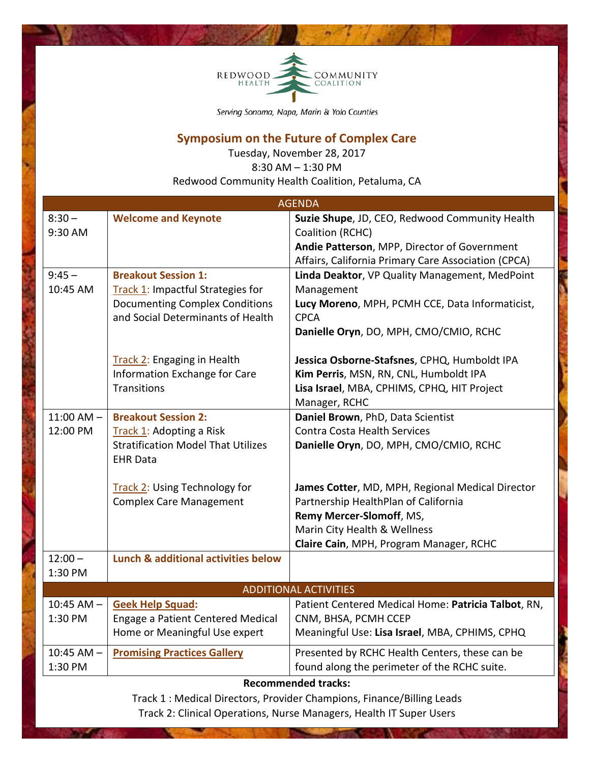REDWOOD HEALTH COMMUNITY COALITION

*Serving Sonoma, Napa, Marin & Yolo Counties*

## Symposium on the Future of Complex Care

Tuesday, November 28, 2017
8:30 AM – 1:30 PM
Redwood Community Health Coalition, Petaluma, CA

| AGENDA | | |
|---|---|---|
| 8:30 – 9:30 AM | **Welcome and Keynote** | **Suzie Shupe**, JD, CEO, Redwood Community Health Coalition (RCHC)<br>**Andie Patterson**, MPP, Director of Government Affairs, California Primary Care Association (CPCA) |
| 9:45 – 10:45 AM | **Breakout Session 1:**<br>Track 1: Impactful Strategies for Documenting Complex Conditions and Social Determinants of Health<br><br>Track 2: Engaging in Health Information Exchange for Care Transitions | **Linda Deaktor**, VP Quality Management, MedPoint Management<br>**Lucy Moreno**, MPH, PCMH CCE, Data Informaticist, CPCA<br>**Danielle Oryn**, DO, MPH, CMO/CMIO, RCHC<br><br>**Jessica Osborne-Stafsnes**, CPHQ, Humboldt IPA<br>**Kim Perris**, MSN, RN, CNL, Humboldt IPA<br>**Lisa Israel**, MBA, CPHIMS, CPHQ, HIT Project Manager, RCHC |
| 11:00 AM – 12:00 PM | **Breakout Session 2:**<br>Track 1: Adopting a Risk Stratification Model That Utilizes EHR Data<br><br>Track 2: Using Technology for Complex Care Management | **Daniel Brown**, PhD, Data Scientist Contra Costa Health Services<br>**Danielle Oryn**, DO, MPH, CMO/CMIO, RCHC<br><br>**James Cotter**, MD, MPH, Regional Medical Director Partnership HealthPlan of California<br>**Remy Mercer-Slomoff**, MS, Marin City Health & Wellness<br>**Claire Cain**, MPH, Program Manager, RCHC |
| 12:00 – 1:30 PM | **Lunch & additional activities below** | |
| ADDITIONAL ACTIVITIES | | |
| 10:45 AM – 1:30 PM | **Geek Help Squad:**<br>Engage a Patient Centered Medical Home or Meaningful Use expert | Patient Centered Medical Home: **Patricia Talbot**, RN, CNM, BHSA, PCMH CCEP<br>Meaningful Use: **Lisa Israel**, MBA, CPHIMS, CPHQ |
| 10:45 AM – 1:30 PM | **Promising Practices Gallery** | Presented by RCHC Health Centers, these can be found along the perimeter of the RCHC suite. |

**Recommended tracks:**

Track 1 : Medical Directors, Provider Champions, Finance/Billing Leads

Track 2: Clinical Operations, Nurse Managers, Health IT Super Users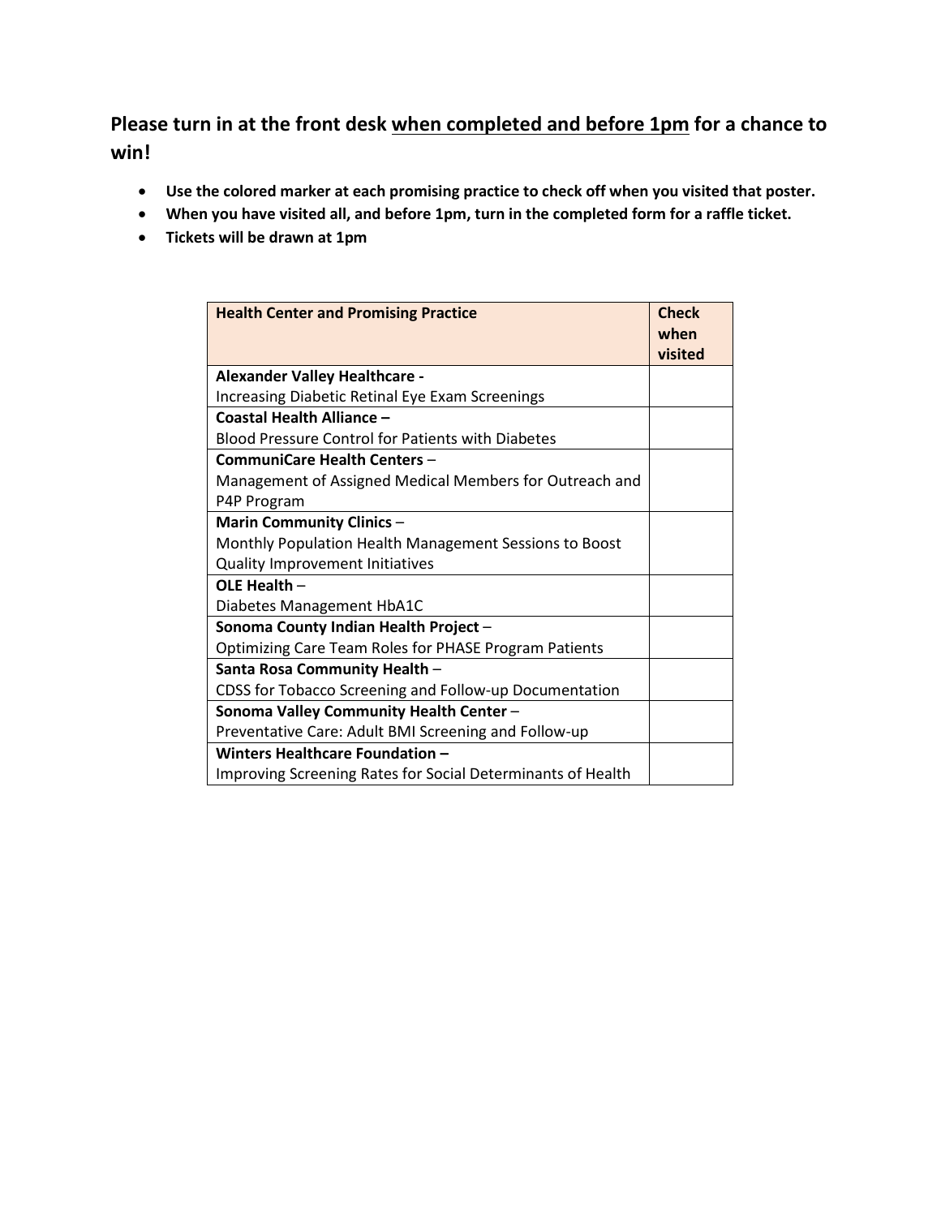**Please turn in at the front desk when completed and before 1pm for a chance to win!**

- **Use the colored marker at each promising practice to check off when you visited that poster.**
- **When you have visited all, and before 1pm, turn in the completed form for a raffle ticket.**
- **Tickets will be drawn at 1pm**

| Health Center and Promising Practice | Check when visited |
|---|---|
| **Alexander Valley Healthcare -** Increasing Diabetic Retinal Eye Exam Screenings | |
| **Coastal Health Alliance –** Blood Pressure Control for Patients with Diabetes | |
| **CommuniCare Health Centers** – Management of Assigned Medical Members for Outreach and P4P Program | |
| **Marin Community Clinics** – Monthly Population Health Management Sessions to Boost Quality Improvement Initiatives | |
| **OLE Health** – Diabetes Management HbA1C | |
| **Sonoma County Indian Health Project** – Optimizing Care Team Roles for PHASE Program Patients | |
| **Santa Rosa Community Health** – CDSS for Tobacco Screening and Follow-up Documentation | |
| **Sonoma Valley Community Health Center** – Preventative Care: Adult BMI Screening and Follow-up | |
| **Winters Healthcare Foundation –** Improving Screening Rates for Social Determinants of Health | |